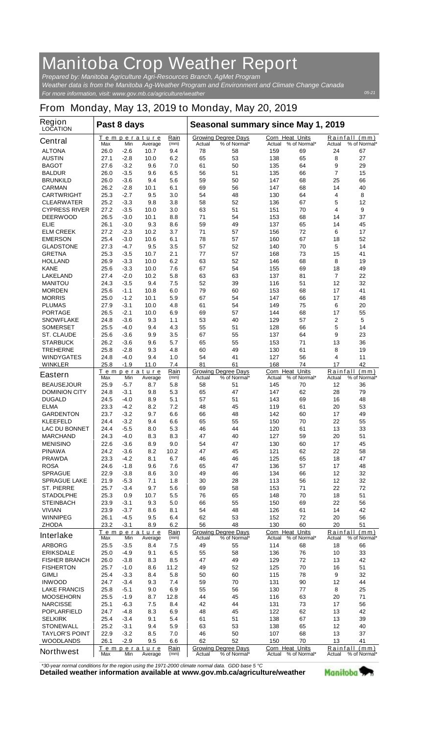# Manitoba Crop Weather Report

*Prepared by: Manitoba Agriculture Agri-Resources Branch, AgMet Program*

*Weather data is from the Manitoba Ag-Weather Program and Environment and Climate Change Canada*

*For more information, visit: www.gov.mb.ca/agriculture/weather*

05-21

## From Monday, May 13, 2019 to Monday, May 20, 2019

| Region LOCATION | Past 8 days | | | | Seasonal summary since May 1, 2019 | | | | | |
|---|---|---|---|---|---|---|---|---|---|---|
| **Central** | Temperature Max | Min | Average | Rain (mm) | Growing Degree Days Actual | % of Normal* | Corn Heat Units Actual | % of Normal* | Rainfall (mm) Actual | % of Normal* |
| ALTONA | 26.0 | -2.6 | 10.7 | 9.4 | 78 | 58 | 159 | 69 | 24 | 67 |
| AUSTIN | 27.1 | -2.8 | 10.0 | 6.2 | 65 | 53 | 138 | 65 | 8 | 27 |
| BAGOT | 27.6 | -3.2 | 9.6 | 7.0 | 61 | 50 | 135 | 64 | 9 | 29 |
| BALDUR | 26.0 | -3.5 | 9.6 | 6.5 | 56 | 51 | 135 | 66 | 7 | 15 |
| BRUNKILD | 26.0 | -3.6 | 9.4 | 5.6 | 59 | 50 | 147 | 68 | 25 | 66 |
| CARMAN | 26.2 | -2.8 | 10.1 | 6.1 | 69 | 56 | 147 | 68 | 14 | 40 |
| CARTWRIGHT | 25.3 | -2.7 | 9.5 | 3.0 | 54 | 48 | 130 | 64 | 4 | 8 |
| CLEARWATER | 25.2 | -3.3 | 9.8 | 3.8 | 58 | 52 | 136 | 67 | 5 | 12 |
| CYPRESS RIVER | 27.2 | -3.5 | 10.0 | 3.0 | 63 | 51 | 151 | 70 | 4 | 9 |
| DEERWOOD | 26.5 | -3.0 | 10.1 | 8.8 | 71 | 54 | 153 | 68 | 14 | 37 |
| ELIE | 26.1 | -3.0 | 9.3 | 8.6 | 59 | 49 | 137 | 65 | 14 | 45 |
| ELM CREEK | 27.2 | -2.3 | 10.2 | 3.7 | 71 | 57 | 156 | 72 | 6 | 17 |
| EMERSON | 25.4 | -3.0 | 10.6 | 6.1 | 78 | 57 | 160 | 67 | 18 | 52 |
| GLADSTONE | 27.3 | -4.7 | 9.5 | 3.5 | 57 | 52 | 140 | 70 | 5 | 14 |
| GRETNA | 25.3 | -3.5 | 10.7 | 2.1 | 77 | 57 | 168 | 73 | 15 | 41 |
| HOLLAND | 26.9 | -3.3 | 10.0 | 6.2 | 63 | 52 | 146 | 68 | 8 | 19 |
| KANE | 25.6 | -3.3 | 10.0 | 7.6 | 67 | 54 | 155 | 69 | 18 | 49 |
| LAKELAND | 27.4 | -2.0 | 10.2 | 5.8 | 63 | 63 | 137 | 81 | 7 | 22 |
| MANITOU | 24.3 | -3.5 | 9.4 | 7.5 | 52 | 39 | 116 | 51 | 12 | 32 |
| MORDEN | 25.6 | -1.1 | 10.8 | 6.0 | 79 | 60 | 153 | 68 | 17 | 41 |
| MORRIS | 25.0 | -1.2 | 10.1 | 5.9 | 67 | 54 | 147 | 66 | 17 | 48 |
| PLUMAS | 27.9 | -3.1 | 10.0 | 4.8 | 61 | 54 | 149 | 75 | 6 | 20 |
| PORTAGE | 26.5 | -2.1 | 10.0 | 6.9 | 69 | 57 | 144 | 68 | 17 | 55 |
| SNOWFLAKE | 24.8 | -3.6 | 9.3 | 1.1 | 53 | 40 | 129 | 57 | 2 | 5 |
| SOMERSET | 25.5 | -4.0 | 9.4 | 4.3 | 55 | 51 | 128 | 66 | 5 | 14 |
| ST. CLAUDE | 25.6 | -3.6 | 9.9 | 3.5 | 67 | 55 | 137 | 64 | 9 | 23 |
| STARBUCK | 26.2 | -3.6 | 9.6 | 5.7 | 65 | 55 | 153 | 71 | 13 | 36 |
| TREHERNE | 25.8 | -2.8 | 9.3 | 4.8 | 60 | 49 | 130 | 61 | 8 | 19 |
| WINDYGATES | 24.8 | -4.0 | 9.4 | 1.0 | 54 | 41 | 127 | 56 | 4 | 11 |
| WINKLER | 25.8 | -1.9 | 11.0 | 7.4 | 81 | 61 | 168 | 74 | 17 | 42 |
| **Eastern** | Temperature Max | Min | Average | Rain (mm) | Growing Degree Days Actual | % of Normal* | Corn Heat Units Actual | % of Normal* | Rainfall (mm) Actual | % of Normal* |
| BEAUSEJOUR | 25.9 | -5.7 | 8.7 | 5.8 | 58 | 51 | 145 | 70 | 12 | 36 |
| DOMINION CITY | 24.8 | -3.1 | 9.8 | 5.3 | 65 | 47 | 147 | 62 | 28 | 79 |
| DUGALD | 24.5 | -4.0 | 8.9 | 5.1 | 57 | 51 | 143 | 69 | 16 | 48 |
| ELMA | 23.3 | -4.2 | 8.2 | 7.2 | 48 | 45 | 119 | 61 | 20 | 53 |
| GARDENTON | 23.7 | -3.2 | 9.7 | 6.6 | 66 | 48 | 142 | 60 | 17 | 49 |
| KLEEFELD | 24.4 | -3.2 | 9.4 | 6.6 | 65 | 55 | 150 | 70 | 22 | 55 |
| LAC DU BONNET | 24.4 | -5.5 | 8.0 | 5.3 | 46 | 44 | 120 | 61 | 13 | 33 |
| MARCHAND | 24.3 | -4.0 | 8.3 | 8.3 | 47 | 40 | 127 | 59 | 20 | 51 |
| MENISINO | 22.6 | -3.6 | 8.9 | 9.0 | 54 | 47 | 130 | 60 | 17 | 45 |
| PINAWA | 24.2 | -3.6 | 8.2 | 10.2 | 47 | 45 | 121 | 62 | 22 | 58 |
| PRAWDA | 23.3 | -4.2 | 8.1 | 6.7 | 46 | 46 | 125 | 65 | 18 | 47 |
| ROSA | 24.6 | -1.8 | 9.6 | 7.6 | 65 | 47 | 136 | 57 | 17 | 48 |
| SPRAGUE | 22.9 | -3.8 | 8.6 | 3.0 | 49 | 46 | 134 | 66 | 12 | 32 |
| SPRAGUE LAKE | 21.9 | -5.3 | 7.1 | 1.8 | 30 | 28 | 113 | 56 | 12 | 32 |
| ST. PIERRE | 25.7 | -3.4 | 9.7 | 5.6 | 69 | 58 | 153 | 71 | 22 | 72 |
| STADOLPHE | 25.3 | 0.9 | 10.7 | 5.5 | 76 | 65 | 148 | 70 | 18 | 51 |
| STEINBACH | 23.9 | -3.1 | 9.3 | 5.0 | 66 | 55 | 150 | 69 | 22 | 56 |
| VIVIAN | 23.9 | -3.7 | 8.6 | 8.1 | 54 | 48 | 126 | 61 | 14 | 42 |
| WINNIPEG | 26.1 | -4.5 | 9.5 | 6.4 | 62 | 53 | 152 | 72 | 20 | 56 |
| ZHODA | 23.2 | -3.1 | 8.9 | 6.2 | 56 | 48 | 130 | 60 | 20 | 51 |
| **Interlake** | Temperature Max | Min | Average | Rain (mm) | Growing Degree Days Actual | % of Normal* | Corn Heat Units Actual | % of Normal* | Rainfall (mm) Actual | % of Normal* |
| ARBORG | 25.5 | -3.5 | 8.4 | 7.5 | 49 | 55 | 114 | 68 | 18 | 66 |
| ERIKSDALE | 25.0 | -4.9 | 9.1 | 6.5 | 55 | 58 | 136 | 76 | 10 | 33 |
| FISHER BRANCH | 26.0 | -3.8 | 8.3 | 8.5 | 47 | 49 | 129 | 72 | 13 | 42 |
| FISHERTON | 25.7 | -1.0 | 8.6 | 11.2 | 49 | 52 | 125 | 70 | 16 | 51 |
| GIMLI | 25.4 | -3.3 | 8.4 | 5.8 | 50 | 60 | 115 | 78 | 9 | 32 |
| INWOOD | 24.7 | -3.4 | 9.3 | 7.4 | 59 | 70 | 131 | 90 | 12 | 44 |
| LAKE FRANCIS | 25.8 | -5.1 | 9.0 | 6.9 | 55 | 56 | 130 | 77 | 8 | 25 |
| MOOSEHORN | 25.5 | -1.9 | 8.7 | 12.8 | 44 | 45 | 116 | 63 | 20 | 71 |
| NARCISSE | 25.1 | -6.3 | 7.5 | 8.4 | 42 | 44 | 131 | 73 | 17 | 56 |
| POPLARFIELD | 24.7 | -4.8 | 8.3 | 6.9 | 48 | 45 | 122 | 62 | 13 | 42 |
| SELKIRK | 25.4 | -3.4 | 9.1 | 5.4 | 61 | 51 | 138 | 67 | 13 | 39 |
| STONEWALL | 25.2 | -3.1 | 9.4 | 5.9 | 63 | 53 | 138 | 65 | 12 | 40 |
| TAYLOR'S POINT | 22.9 | -3.2 | 8.5 | 7.0 | 46 | 50 | 107 | 68 | 13 | 37 |
| WOODLANDS | 26.1 | -2.9 | 9.5 | 6.6 | 62 | 52 | 150 | 70 | 13 | 41 |
| **Northwest** | Temperature Max | Min | Average | Rain (mm) | Growing Degree Days Actual | % of Normal* | Corn Heat Units Actual | % of Normal* | Rainfall (mm) Actual | % of Normal* |

*\*30-year normal conditions for the region using the 1971-2000 climate normal data. GDD base 5 °C*

**Detailed weather information available at www.gov.mb.ca/agriculture/weather**

Manitoba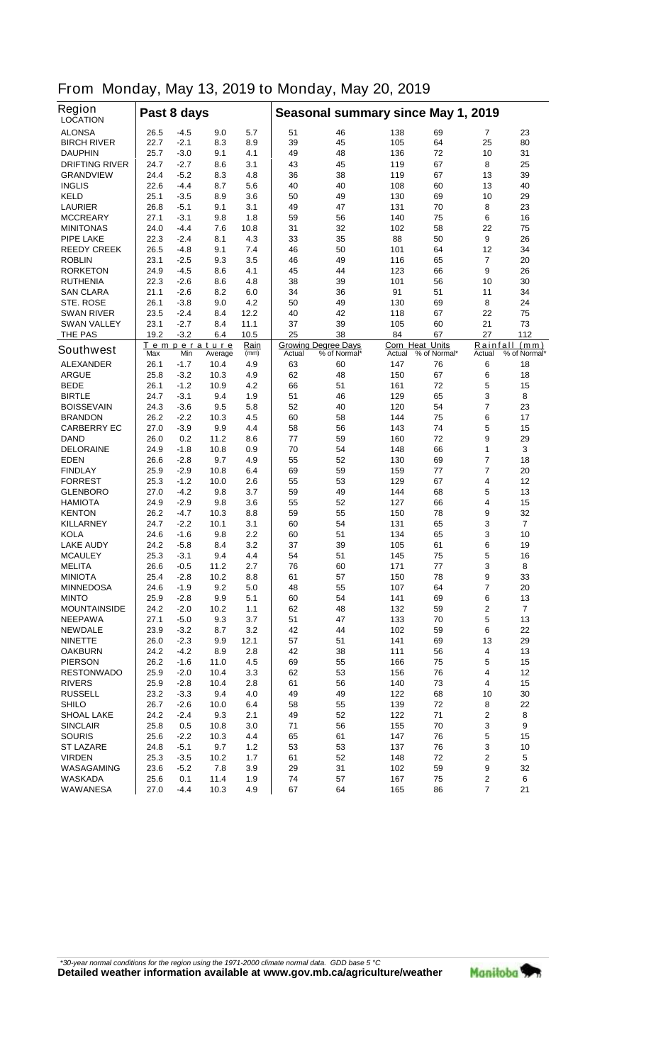# From Monday, May 13, 2019 to Monday, May 20, 2019

| Region LOCATION | Past 8 days | | | | Seasonal summary since May 1, 2019 | | | | | |
|---|---|---|---|---|---|---|---|---|---|---|
| ALONSA | 26.5 | -4.5 | 9.0 | 5.7 | 51 | 46 | 138 | 69 | 7 | 23 |
| BIRCH RIVER | 22.7 | -2.1 | 8.3 | 8.9 | 39 | 45 | 105 | 64 | 25 | 80 |
| DAUPHIN | 25.7 | -3.0 | 9.1 | 4.1 | 49 | 48 | 136 | 72 | 10 | 31 |
| DRIFTING RIVER | 24.7 | -2.7 | 8.6 | 3.1 | 43 | 45 | 119 | 67 | 8 | 25 |
| GRANDVIEW | 24.4 | -5.2 | 8.3 | 4.8 | 36 | 38 | 119 | 67 | 13 | 39 |
| INGLIS | 22.6 | -4.4 | 8.7 | 5.6 | 40 | 40 | 108 | 60 | 13 | 40 |
| KELD | 25.1 | -3.5 | 8.9 | 3.6 | 50 | 49 | 130 | 69 | 10 | 29 |
| LAURIER | 26.8 | -5.1 | 9.1 | 3.1 | 49 | 47 | 131 | 70 | 8 | 23 |
| MCCREARY | 27.1 | -3.1 | 9.8 | 1.8 | 59 | 56 | 140 | 75 | 6 | 16 |
| MINITONAS | 24.0 | -4.4 | 7.6 | 10.8 | 31 | 32 | 102 | 58 | 22 | 75 |
| PIPE LAKE | 22.3 | -2.4 | 8.1 | 4.3 | 33 | 35 | 88 | 50 | 9 | 26 |
| REEDY CREEK | 26.5 | -4.8 | 9.1 | 7.4 | 46 | 50 | 101 | 64 | 12 | 34 |
| ROBLIN | 23.1 | -2.5 | 9.3 | 3.5 | 46 | 49 | 116 | 65 | 7 | 20 |
| RORKETON | 24.9 | -4.5 | 8.6 | 4.1 | 45 | 44 | 123 | 66 | 9 | 26 |
| RUTHENIA | 22.3 | -2.6 | 8.6 | 4.8 | 38 | 39 | 101 | 56 | 10 | 30 |
| SAN CLARA | 21.1 | -2.6 | 8.2 | 6.0 | 34 | 36 | 91 | 51 | 11 | 34 |
| STE. ROSE | 26.1 | -3.8 | 9.0 | 4.2 | 50 | 49 | 130 | 69 | 8 | 24 |
| SWAN RIVER | 23.5 | -2.4 | 8.4 | 12.2 | 40 | 42 | 118 | 67 | 22 | 75 |
| SWAN VALLEY | 23.1 | -2.7 | 8.4 | 11.1 | 37 | 39 | 105 | 60 | 21 | 73 |
| THE PAS | 19.2 | -3.2 | 6.4 | 10.5 | 25 | 38 | 84 | 67 | 27 | 112 |
| **Southwest** | Temperature Max | Min | Average | Rain (mm) | Growing Degree Days Actual | % of Normal* | Corn Heat Units Actual | % of Normal* | Rainfall (mm) Actual | % of Normal* |
| ALEXANDER | 26.1 | -1.7 | 10.4 | 4.9 | 63 | 60 | 147 | 76 | 6 | 18 |
| ARGUE | 25.8 | -3.2 | 10.3 | 4.9 | 62 | 48 | 150 | 67 | 6 | 18 |
| BEDE | 26.1 | -1.2 | 10.9 | 4.2 | 66 | 51 | 161 | 72 | 5 | 15 |
| BIRTLE | 24.7 | -3.1 | 9.4 | 1.9 | 51 | 46 | 129 | 65 | 3 | 8 |
| BOISSEVAIN | 24.3 | -3.6 | 9.5 | 5.8 | 52 | 40 | 120 | 54 | 7 | 23 |
| BRANDON | 26.2 | -2.2 | 10.3 | 4.5 | 60 | 58 | 144 | 75 | 6 | 17 |
| CARBERRY EC | 27.0 | -3.9 | 9.9 | 4.4 | 58 | 56 | 143 | 74 | 5 | 15 |
| DAND | 26.0 | 0.2 | 11.2 | 8.6 | 77 | 59 | 160 | 72 | 9 | 29 |
| DELORAINE | 24.9 | -1.8 | 10.8 | 0.9 | 70 | 54 | 148 | 66 | 1 | 3 |
| EDEN | 26.6 | -2.8 | 9.7 | 4.9 | 55 | 52 | 130 | 69 | 7 | 18 |
| FINDLAY | 25.9 | -2.9 | 10.8 | 6.4 | 69 | 59 | 159 | 77 | 7 | 20 |
| FORREST | 25.3 | -1.2 | 10.0 | 2.6 | 55 | 53 | 129 | 67 | 4 | 12 |
| GLENBORO | 27.0 | -4.2 | 9.8 | 3.7 | 59 | 49 | 144 | 68 | 5 | 13 |
| HAMIOTA | 24.9 | -2.9 | 9.8 | 3.6 | 55 | 52 | 127 | 66 | 4 | 15 |
| KENTON | 26.2 | -4.7 | 10.3 | 8.8 | 59 | 55 | 150 | 78 | 9 | 32 |
| KILLARNEY | 24.7 | -2.2 | 10.1 | 3.1 | 60 | 54 | 131 | 65 | 3 | 7 |
| KOLA | 24.6 | -1.6 | 9.8 | 2.2 | 60 | 51 | 134 | 65 | 3 | 10 |
| LAKE AUDY | 24.2 | -5.8 | 8.4 | 3.2 | 37 | 39 | 105 | 61 | 6 | 19 |
| MCAULEY | 25.3 | -3.1 | 9.4 | 4.4 | 54 | 51 | 145 | 75 | 5 | 16 |
| MELITA | 26.6 | -0.5 | 11.2 | 2.7 | 76 | 60 | 171 | 77 | 3 | 8 |
| MINIOTA | 25.4 | -2.8 | 10.2 | 8.8 | 61 | 57 | 150 | 78 | 9 | 33 |
| MINNEDOSA | 24.6 | -1.9 | 9.2 | 5.0 | 48 | 55 | 107 | 64 | 7 | 20 |
| MINTO | 25.9 | -2.8 | 9.9 | 5.1 | 60 | 54 | 141 | 69 | 6 | 13 |
| MOUNTAINSIDE | 24.2 | -2.0 | 10.2 | 1.1 | 62 | 48 | 132 | 59 | 2 | 7 |
| NEEPAWA | 27.1 | -5.0 | 9.3 | 3.7 | 51 | 47 | 133 | 70 | 5 | 13 |
| NEWDALE | 23.9 | -3.2 | 8.7 | 3.2 | 42 | 44 | 102 | 59 | 6 | 22 |
| NINETTE | 26.0 | -2.3 | 9.9 | 12.1 | 57 | 51 | 141 | 69 | 13 | 29 |
| OAKBURN | 24.2 | -4.2 | 8.9 | 2.8 | 42 | 38 | 111 | 56 | 4 | 13 |
| PIERSON | 26.2 | -1.6 | 11.0 | 4.5 | 69 | 55 | 166 | 75 | 5 | 15 |
| RESTONWADO | 25.9 | -2.0 | 10.4 | 3.3 | 62 | 53 | 156 | 76 | 4 | 12 |
| RIVERS | 25.9 | -2.8 | 10.4 | 2.8 | 61 | 56 | 140 | 73 | 4 | 15 |
| RUSSELL | 23.2 | -3.3 | 9.4 | 4.0 | 49 | 49 | 122 | 68 | 10 | 30 |
| SHILO | 26.7 | -2.6 | 10.0 | 6.4 | 58 | 55 | 139 | 72 | 8 | 22 |
| SHOAL LAKE | 24.2 | -2.4 | 9.3 | 2.1 | 49 | 52 | 122 | 71 | 2 | 8 |
| SINCLAIR | 25.8 | 0.5 | 10.8 | 3.0 | 71 | 56 | 155 | 70 | 3 | 9 |
| SOURIS | 25.6 | -2.2 | 10.3 | 4.4 | 65 | 61 | 147 | 76 | 5 | 15 |
| ST LAZARE | 24.8 | -5.1 | 9.7 | 1.2 | 53 | 53 | 137 | 76 | 3 | 10 |
| VIRDEN | 25.3 | -3.5 | 10.2 | 1.7 | 61 | 52 | 148 | 72 | 2 | 5 |
| WASAGAMING | 23.6 | -5.2 | 7.8 | 3.9 | 29 | 31 | 102 | 59 | 9 | 32 |
| WASKADA | 25.6 | 0.1 | 11.4 | 1.9 | 74 | 57 | 167 | 75 | 2 | 6 |
| WAWANESA | 27.0 | -4.4 | 10.3 | 4.9 | 67 | 64 | 165 | 86 | 7 | 21 |

*30-year normal conditions for the region using the 1971-2000 climate normal data. GDD base 5 °C

**Detailed weather information available at www.gov.mb.ca/agriculture/weather**

Manitoba